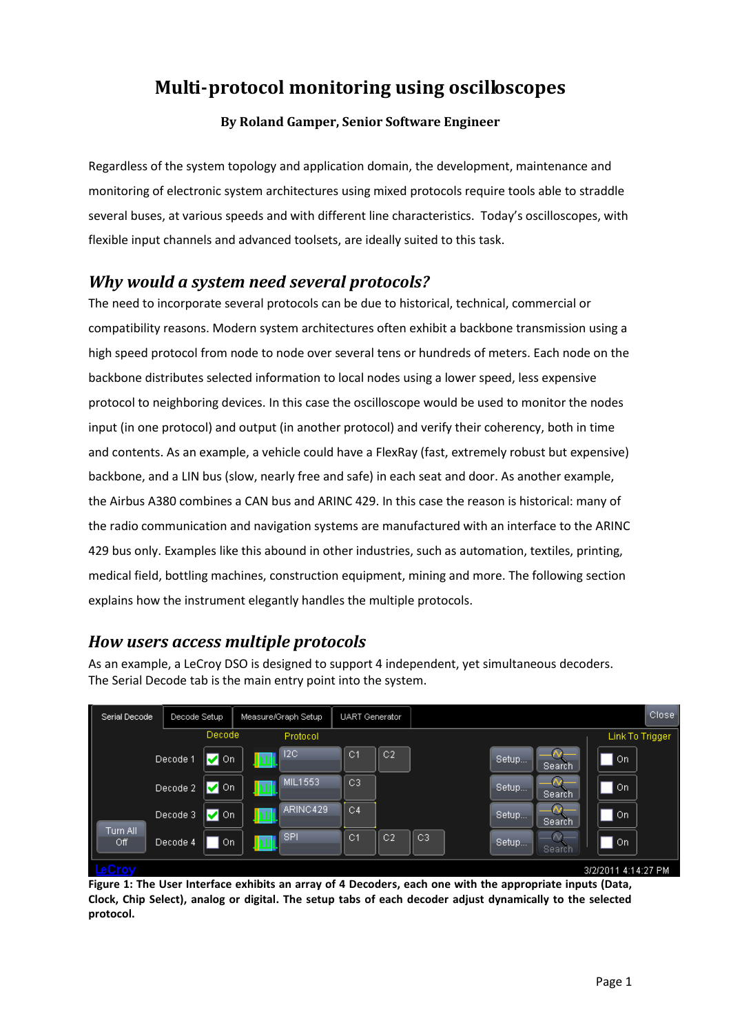# Multi-protocol monitoring using oscilloscopes

**By Roland Gamper, Senior Software Engineer**

Regardless of the system topology and application domain, the development, maintenance and monitoring of electronic system architectures using mixed protocols require tools able to straddle several buses, at various speeds and with different line characteristics. Today's oscilloscopes, with flexible input channels and advanced toolsets, are ideally suited to this task.

## *Why would a system need several protocols?*

The need to incorporate several protocols can be due to historical, technical, commercial or compatibility reasons. Modern system architectures often exhibit a backbone transmission using a high speed protocol from node to node over several tens or hundreds of meters. Each node on the backbone distributes selected information to local nodes using a lower speed, less expensive protocol to neighboring devices. In this case the oscilloscope would be used to monitor the nodes input (in one protocol) and output (in another protocol) and verify their coherency, both in time and contents. As an example, a vehicle could have a FlexRay (fast, extremely robust but expensive) backbone, and a LIN bus (slow, nearly free and safe) in each seat and door. As another example, the Airbus A380 combines a CAN bus and ARINC 429. In this case the reason is historical: many of the radio communication and navigation systems are manufactured with an interface to the ARINC 429 bus only. Examples like this abound in other industries, such as automation, textiles, printing, medical field, bottling machines, construction equipment, mining and more. The following section explains how the instrument elegantly handles the multiple protocols.

## *How users access multiple protocols*

As an example, a LeCroy DSO is designed to support 4 independent, yet simultaneous decoders. The Serial Decode tab is the main entry point into the system.

**Figure 1: The User Interface exhibits an array of 4 Decoders, each one with the appropriate inputs (Data, Clock, Chip Select), analog or digital. The setup tabs of each decoder adjust dynamically to the selected protocol.**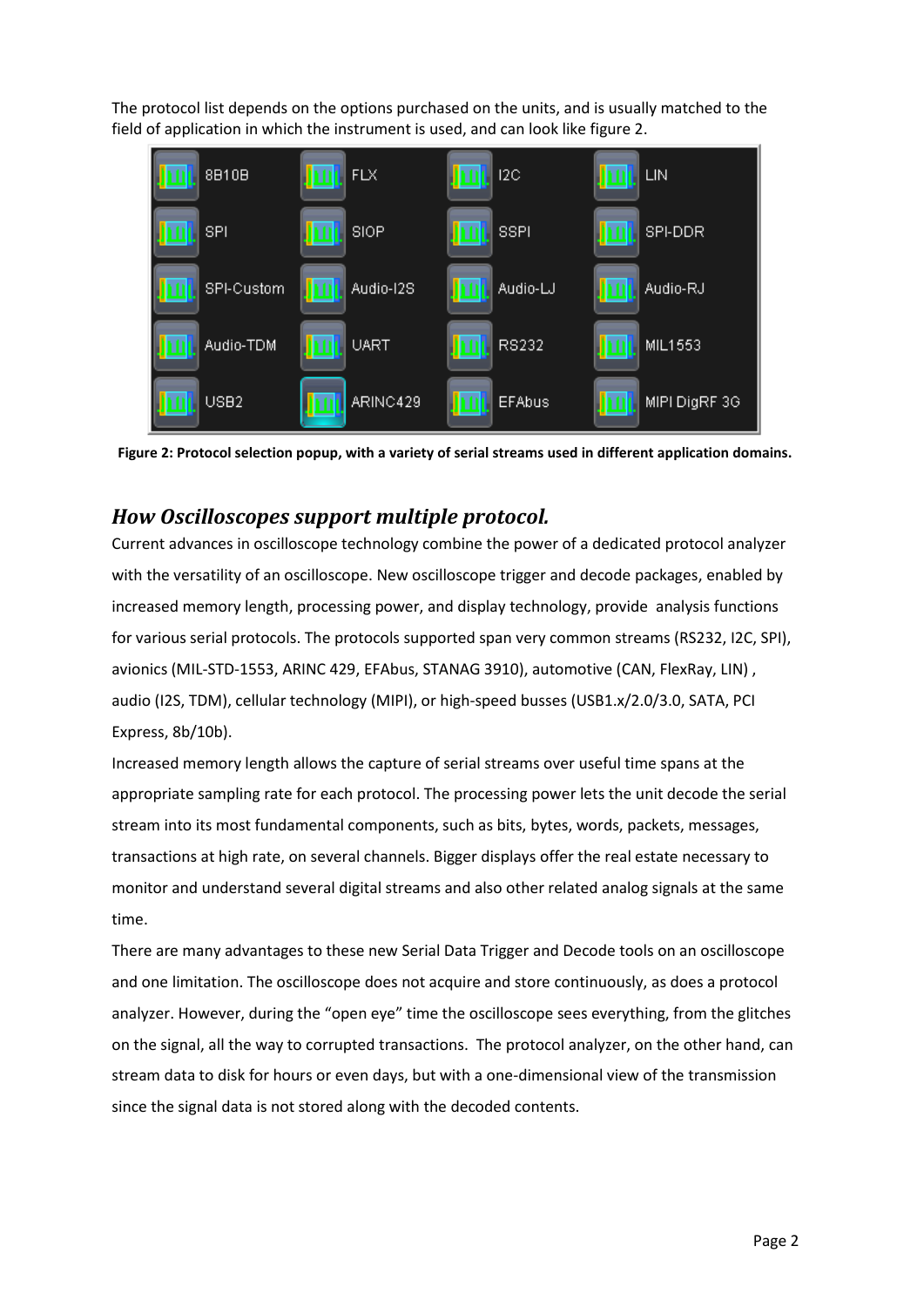The protocol list depends on the options purchased on the units, and is usually matched to the field of application in which the instrument is used, and can look like figure 2.

| | | | |
|---|---|---|---|
| 8B10B | FLX | I2C | LIN |
| SPI | SIOP | SSPI | SPI-DDR |
| SPI-Custom | Audio-I2S | Audio-LJ | Audio-RJ |
| Audio-TDM | UART | RS232 | MIL1553 |
| USB2 | ARINC429 | EFAbus | MIPI DigRF 3G |

**Figure 2: Protocol selection popup, with a variety of serial streams used in different application domains.**

## *How Oscilloscopes support multiple protocol.*

Current advances in oscilloscope technology combine the power of a dedicated protocol analyzer with the versatility of an oscilloscope. New oscilloscope trigger and decode packages, enabled by increased memory length, processing power, and display technology, provide analysis functions for various serial protocols. The protocols supported span very common streams (RS232, I2C, SPI), avionics (MIL-STD-1553, ARINC 429, EFAbus, STANAG 3910), automotive (CAN, FlexRay, LIN) , audio (I2S, TDM), cellular technology (MIPI), or high-speed busses (USB1.x/2.0/3.0, SATA, PCI Express, 8b/10b).

Increased memory length allows the capture of serial streams over useful time spans at the appropriate sampling rate for each protocol. The processing power lets the unit decode the serial stream into its most fundamental components, such as bits, bytes, words, packets, messages, transactions at high rate, on several channels. Bigger displays offer the real estate necessary to monitor and understand several digital streams and also other related analog signals at the same time.

There are many advantages to these new Serial Data Trigger and Decode tools on an oscilloscope and one limitation. The oscilloscope does not acquire and store continuously, as does a protocol analyzer. However, during the "open eye" time the oscilloscope sees everything, from the glitches on the signal, all the way to corrupted transactions. The protocol analyzer, on the other hand, can stream data to disk for hours or even days, but with a one-dimensional view of the transmission since the signal data is not stored along with the decoded contents.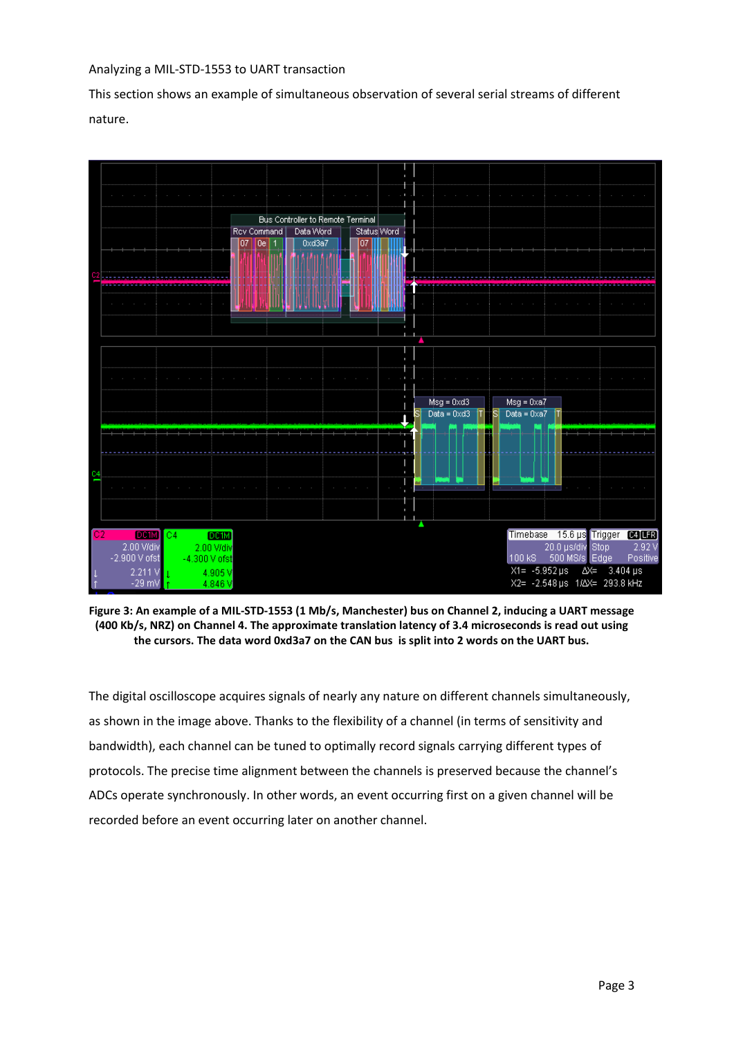Analyzing a MIL-STD-1553 to UART transaction

This section shows an example of simultaneous observation of several serial streams of different nature.

**Figure 3: An example of a MIL-STD-1553 (1 Mb/s, Manchester) bus on Channel 2, inducing a UART message (400 Kb/s, NRZ) on Channel 4. The approximate translation latency of 3.4 microseconds is read out using the cursors. The data word 0xd3a7 on the CAN bus is split into 2 words on the UART bus.**

The digital oscilloscope acquires signals of nearly any nature on different channels simultaneously, as shown in the image above. Thanks to the flexibility of a channel (in terms of sensitivity and bandwidth), each channel can be tuned to optimally record signals carrying different types of protocols. The precise time alignment between the channels is preserved because the channel's ADCs operate synchronously. In other words, an event occurring first on a given channel will be recorded before an event occurring later on another channel.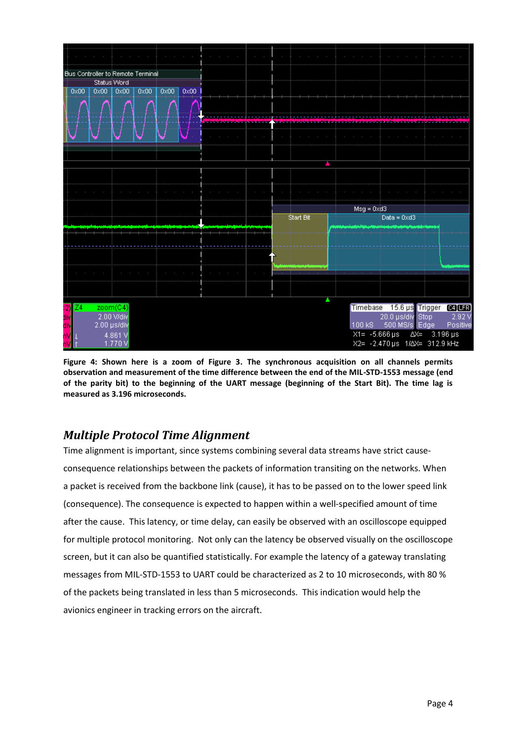**Figure 4: Shown here is a zoom of Figure 3. The synchronous acquisition on all channels permits observation and measurement of the time difference between the end of the MIL-STD-1553 message (end of the parity bit) to the beginning of the UART message (beginning of the Start Bit). The time lag is measured as 3.196 microseconds.**

## *Multiple Protocol Time Alignment*

Time alignment is important, since systems combining several data streams have strict cause-consequence relationships between the packets of information transiting on the networks. When a packet is received from the backbone link (cause), it has to be passed on to the lower speed link (consequence). The consequence is expected to happen within a well-specified amount of time after the cause. This latency, or time delay, can easily be observed with an oscilloscope equipped for multiple protocol monitoring. Not only can the latency be observed visually on the oscilloscope screen, but it can also be quantified statistically. For example the latency of a gateway translating messages from MIL-STD-1553 to UART could be characterized as 2 to 10 microseconds, with 80 % of the packets being translated in less than 5 microseconds. This indication would help the avionics engineer in tracking errors on the aircraft.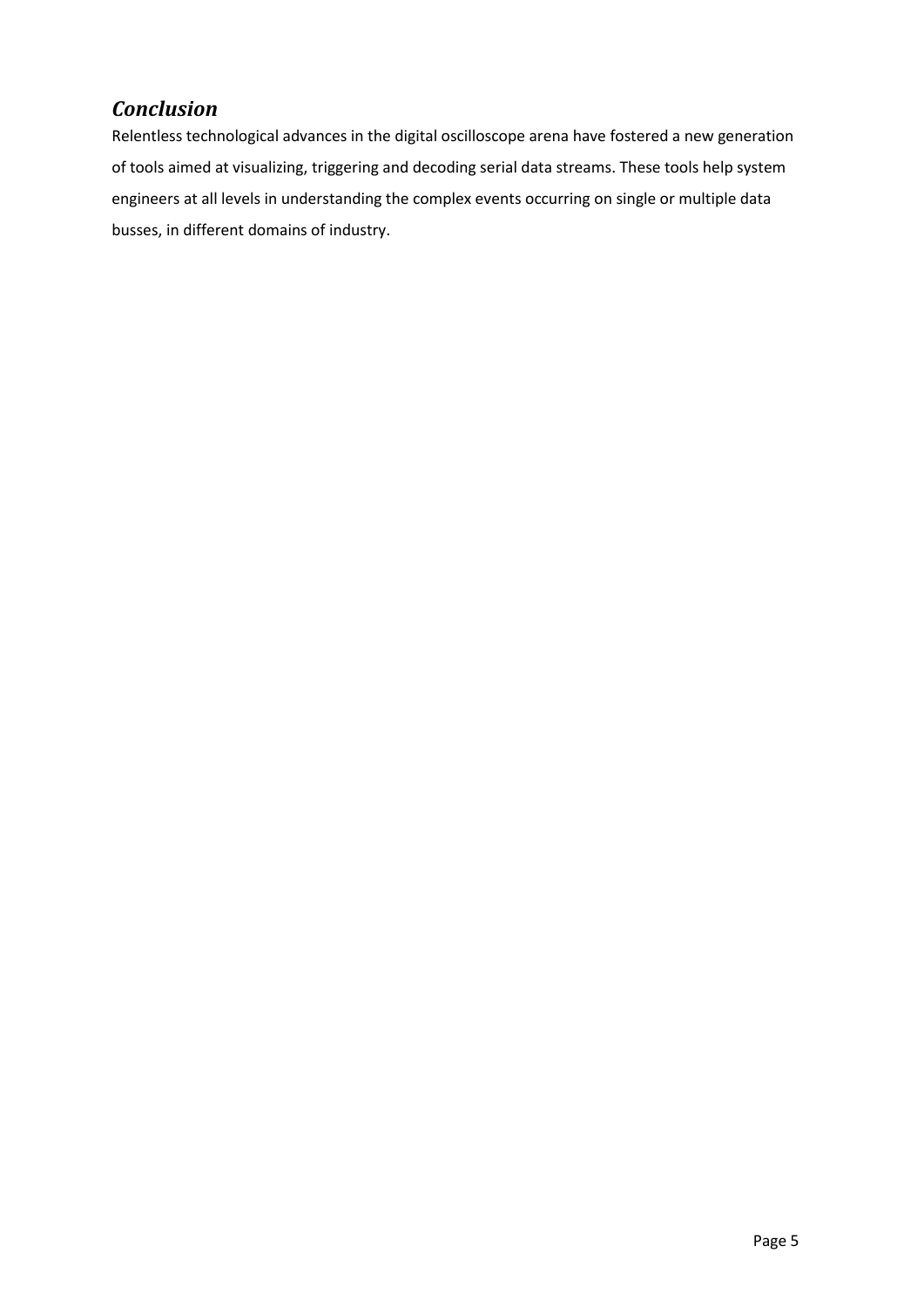## *Conclusion*

Relentless technological advances in the digital oscilloscope arena have fostered a new generation of tools aimed at visualizing, triggering and decoding serial data streams. These tools help system engineers at all levels in understanding the complex events occurring on single or multiple data busses, in different domains of industry.